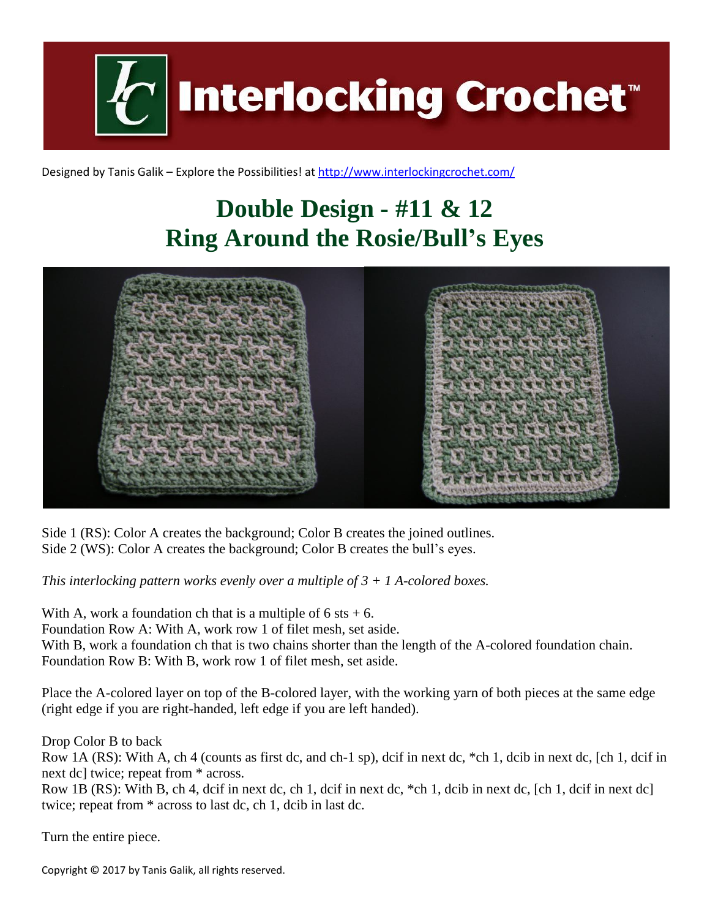Interlocking Crochet™

Designed by Tanis Galik – Explore the Possibilities! at http://www.interlockingcrochet.com/

# Double Design - #11 & 12
# Ring Around the Rosie/Bull's Eyes

Side 1 (RS): Color A creates the background; Color B creates the joined outlines.
Side 2 (WS): Color A creates the background; Color B creates the bull's eyes.

*This interlocking pattern works evenly over a multiple of 3 + 1 A-colored boxes.*

With A, work a foundation ch that is a multiple of 6 sts + 6.
Foundation Row A: With A, work row 1 of filet mesh, set aside.
With B, work a foundation ch that is two chains shorter than the length of the A-colored foundation chain.
Foundation Row B: With B, work row 1 of filet mesh, set aside.

Place the A-colored layer on top of the B-colored layer, with the working yarn of both pieces at the same edge (right edge if you are right-handed, left edge if you are left handed).

Drop Color B to back
Row 1A (RS): With A, ch 4 (counts as first dc, and ch-1 sp), dcif in next dc, *ch 1, dcib in next dc, [ch 1, dcif in next dc] twice; repeat from * across.
Row 1B (RS): With B, ch 4, dcif in next dc, ch 1, dcif in next dc, *ch 1, dcib in next dc, [ch 1, dcif in next dc] twice; repeat from * across to last dc, ch 1, dcib in last dc.

Turn the entire piece.

Copyright © 2017 by Tanis Galik, all rights reserved.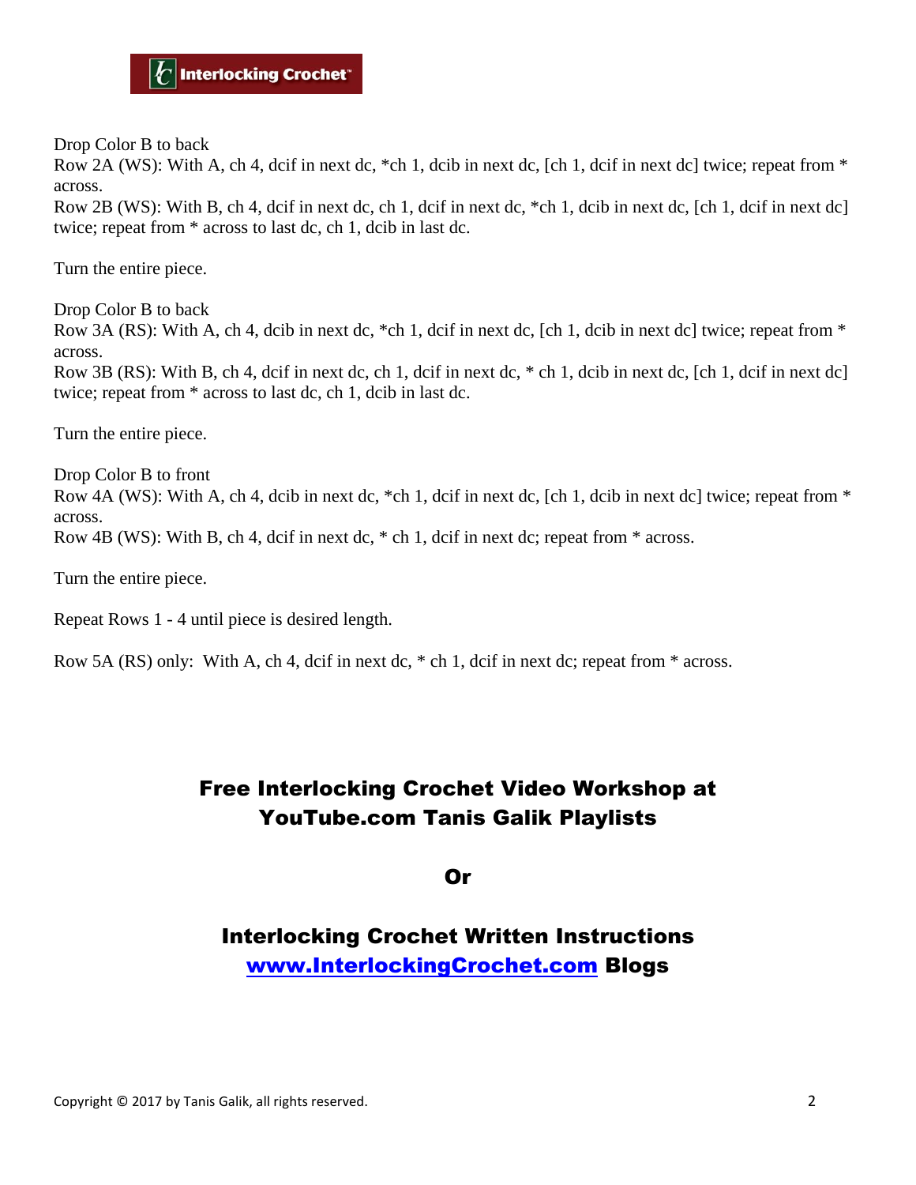Drop Color B to back

Row 2A (WS): With A, ch 4, dcif in next dc, *ch 1, dcib in next dc, [ch 1, dcif in next dc] twice; repeat from * across.

Row 2B (WS): With B, ch 4, dcif in next dc, ch 1, dcif in next dc, *ch 1, dcib in next dc, [ch 1, dcif in next dc] twice; repeat from * across to last dc, ch 1, dcib in last dc.

Turn the entire piece.

Drop Color B to back

Row 3A (RS): With A, ch 4, dcib in next dc, *ch 1, dcif in next dc, [ch 1, dcib in next dc] twice; repeat from * across.

Row 3B (RS): With B, ch 4, dcif in next dc, ch 1, dcif in next dc, * ch 1, dcib in next dc, [ch 1, dcif in next dc] twice; repeat from * across to last dc, ch 1, dcib in last dc.

Turn the entire piece.

Drop Color B to front

Row 4A (WS): With A, ch 4, dcib in next dc, *ch 1, dcif in next dc, [ch 1, dcib in next dc] twice; repeat from * across.

Row 4B (WS): With B, ch 4, dcif in next dc, * ch 1, dcif in next dc; repeat from * across.

Turn the entire piece.

Repeat Rows 1 - 4 until piece is desired length.

Row 5A (RS) only: With A, ch 4, dcif in next dc, * ch 1, dcif in next dc; repeat from * across.

## Free Interlocking Crochet Video Workshop at YouTube.com Tanis Galik Playlists

## Or

## Interlocking Crochet Written Instructions [www.InterlockingCrochet.com](http://www.InterlockingCrochet.com) Blogs

Copyright © 2017 by Tanis Galik, all rights reserved.